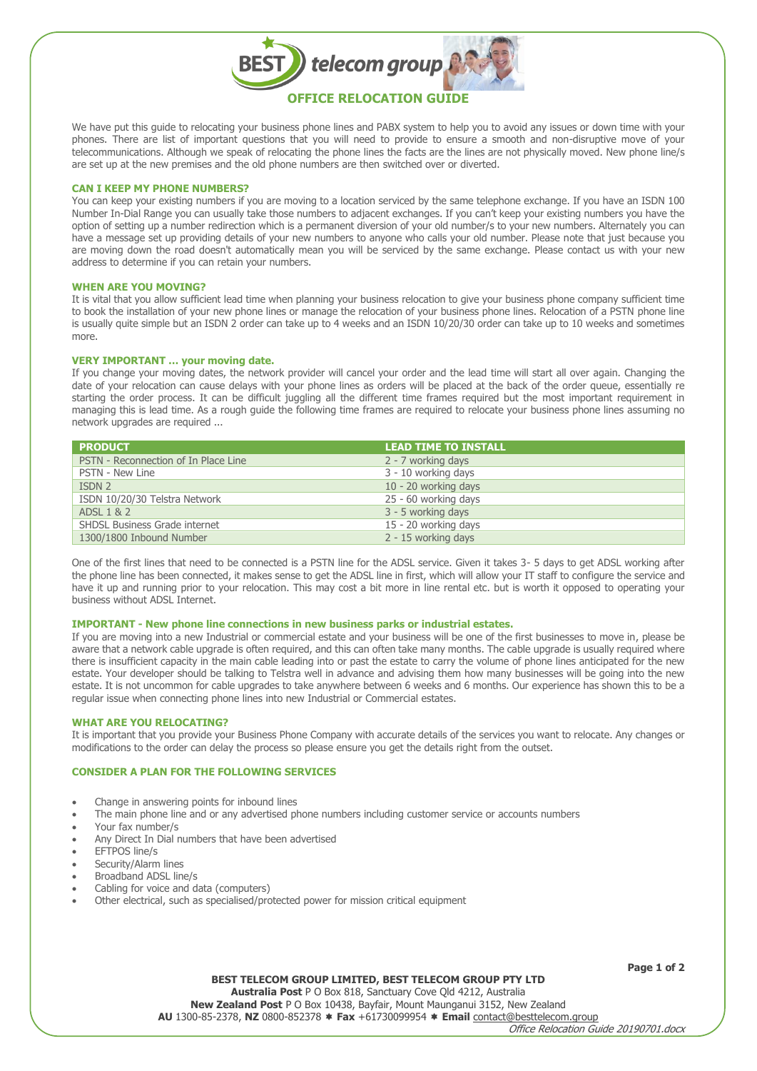# OFFICE RELOCATION GUIDE

We have put this guide to relocating your business phone lines and PABX system to help you to avoid any issues or down time with your phones. There are list of important questions that you will need to provide to ensure a smooth and non-disruptive move of your telecommunications. Although we speak of relocating the phone lines the facts are the lines are not physically moved. New phone line/s are set up at the new premises and the old phone numbers are then switched over or diverted.

## CAN I KEEP MY PHONE NUMBERS?

You can keep your existing numbers if you are moving to a location serviced by the same telephone exchange. If you have an ISDN 100 Number In-Dial Range you can usually take those numbers to adjacent exchanges. If you can't keep your existing numbers you have the option of setting up a number redirection which is a permanent diversion of your old number/s to your new numbers. Alternately you can have a message set up providing details of your new numbers to anyone who calls your old number. Please note that just because you are moving down the road doesn't automatically mean you will be serviced by the same exchange. Please contact us with your new address to determine if you can retain your numbers.

## WHEN ARE YOU MOVING?

It is vital that you allow sufficient lead time when planning your business relocation to give your business phone company sufficient time to book the installation of your new phone lines or manage the relocation of your business phone lines. Relocation of a PSTN phone line is usually quite simple but an ISDN 2 order can take up to 4 weeks and an ISDN 10/20/30 order can take up to 10 weeks and sometimes more.

## VERY IMPORTANT … your moving date.

If you change your moving dates, the network provider will cancel your order and the lead time will start all over again. Changing the date of your relocation can cause delays with your phone lines as orders will be placed at the back of the order queue, essentially re starting the order process. It can be difficult juggling all the different time frames required but the most important requirement in managing this is lead time. As a rough guide the following time frames are required to relocate your business phone lines assuming no network upgrades are required ...

| PRODUCT | LEAD TIME TO INSTALL |
|---|---|
| PSTN - Reconnection of In Place Line | 2 - 7 working days |
| PSTN - New Line | 3 - 10 working days |
| ISDN 2 | 10 - 20 working days |
| ISDN 10/20/30 Telstra Network | 25 - 60 working days |
| ADSL 1 & 2 | 3 - 5 working days |
| SHDSL Business Grade internet | 15 - 20 working days |
| 1300/1800 Inbound Number | 2 - 15 working days |

One of the first lines that need to be connected is a PSTN line for the ADSL service. Given it takes 3- 5 days to get ADSL working after the phone line has been connected, it makes sense to get the ADSL line in first, which will allow your IT staff to configure the service and have it up and running prior to your relocation. This may cost a bit more in line rental etc. but is worth it opposed to operating your business without ADSL Internet.

## IMPORTANT - New phone line connections in new business parks or industrial estates.

If you are moving into a new Industrial or commercial estate and your business will be one of the first businesses to move in, please be aware that a network cable upgrade is often required, and this can often take many months. The cable upgrade is usually required where there is insufficient capacity in the main cable leading into or past the estate to carry the volume of phone lines anticipated for the new estate. Your developer should be talking to Telstra well in advance and advising them how many businesses will be going into the new estate. It is not uncommon for cable upgrades to take anywhere between 6 weeks and 6 months. Our experience has shown this to be a regular issue when connecting phone lines into new Industrial or Commercial estates.

## WHAT ARE YOU RELOCATING?

It is important that you provide your Business Phone Company with accurate details of the services you want to relocate. Any changes or modifications to the order can delay the process so please ensure you get the details right from the outset.

## CONSIDER A PLAN FOR THE FOLLOWING SERVICES

- Change in answering points for inbound lines
- The main phone line and or any advertised phone numbers including customer service or accounts numbers
- Your fax number/s
- Any Direct In Dial numbers that have been advertised
- EFTPOS line/s
- Security/Alarm lines
- Broadband ADSL line/s
- Cabling for voice and data (computers)
- Other electrical, such as specialised/protected power for mission critical equipment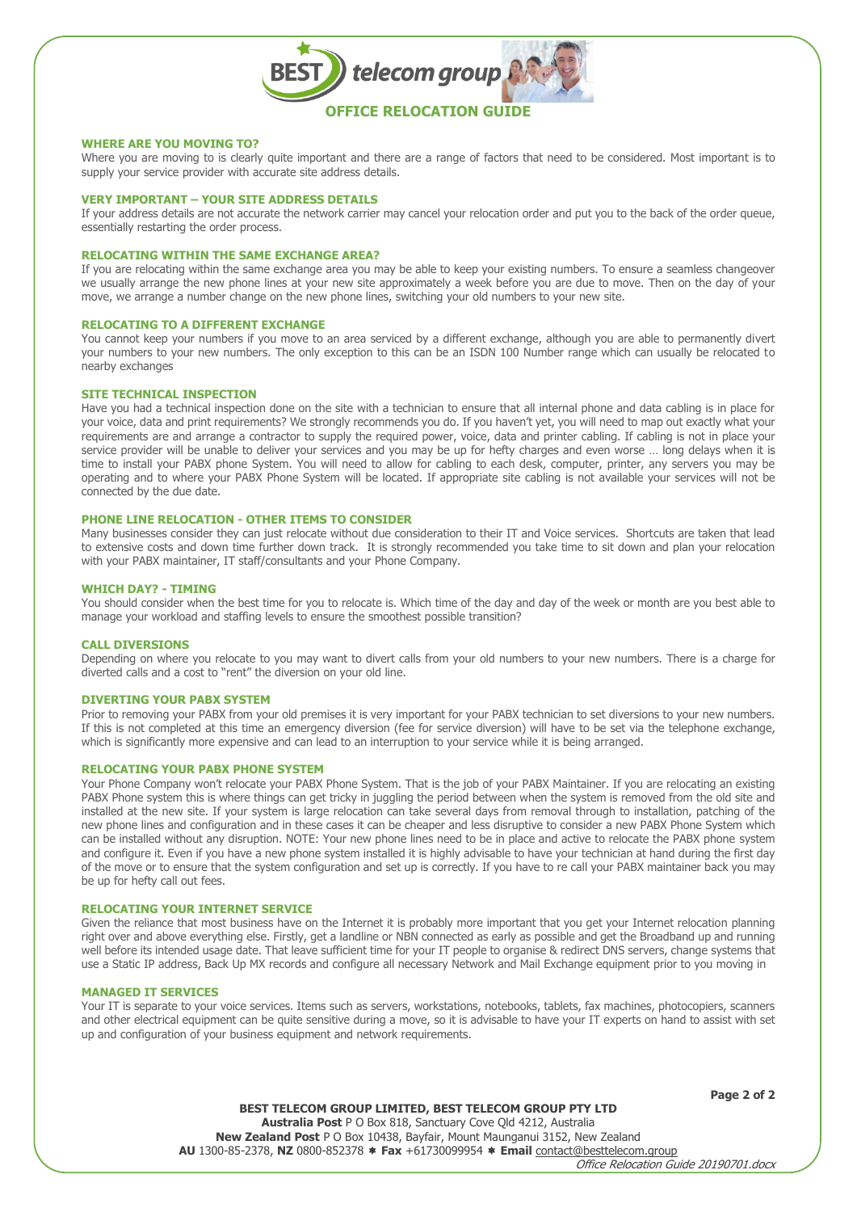# OFFICE RELOCATION GUIDE

### WHERE ARE YOU MOVING TO?

Where you are moving to is clearly quite important and there are a range of factors that need to be considered. Most important is to supply your service provider with accurate site address details.

### VERY IMPORTANT – YOUR SITE ADDRESS DETAILS

If your address details are not accurate the network carrier may cancel your relocation order and put you to the back of the order queue, essentially restarting the order process.

### RELOCATING WITHIN THE SAME EXCHANGE AREA?

If you are relocating within the same exchange area you may be able to keep your existing numbers. To ensure a seamless changeover we usually arrange the new phone lines at your new site approximately a week before you are due to move. Then on the day of your move, we arrange a number change on the new phone lines, switching your old numbers to your new site.

### RELOCATING TO A DIFFERENT EXCHANGE

You cannot keep your numbers if you move to an area serviced by a different exchange, although you are able to permanently divert your numbers to your new numbers. The only exception to this can be an ISDN 100 Number range which can usually be relocated to nearby exchanges

### SITE TECHNICAL INSPECTION

Have you had a technical inspection done on the site with a technician to ensure that all internal phone and data cabling is in place for your voice, data and print requirements? We strongly recommends you do. If you haven't yet, you will need to map out exactly what your requirements are and arrange a contractor to supply the required power, voice, data and printer cabling. If cabling is not in place your service provider will be unable to deliver your services and you may be up for hefty charges and even worse … long delays when it is time to install your PABX phone System. You will need to allow for cabling to each desk, computer, printer, any servers you may be operating and to where your PABX Phone System will be located. If appropriate site cabling is not available your services will not be connected by the due date.

### PHONE LINE RELOCATION - OTHER ITEMS TO CONSIDER

Many businesses consider they can just relocate without due consideration to their IT and Voice services. Shortcuts are taken that lead to extensive costs and down time further down track. It is strongly recommended you take time to sit down and plan your relocation with your PABX maintainer, IT staff/consultants and your Phone Company.

### WHICH DAY? - TIMING

You should consider when the best time for you to relocate is. Which time of the day and day of the week or month are you best able to manage your workload and staffing levels to ensure the smoothest possible transition?

### CALL DIVERSIONS

Depending on where you relocate to you may want to divert calls from your old numbers to your new numbers. There is a charge for diverted calls and a cost to "rent" the diversion on your old line.

### DIVERTING YOUR PABX SYSTEM

Prior to removing your PABX from your old premises it is very important for your PABX technician to set diversions to your new numbers. If this is not completed at this time an emergency diversion (fee for service diversion) will have to be set via the telephone exchange, which is significantly more expensive and can lead to an interruption to your service while it is being arranged.

### RELOCATING YOUR PABX PHONE SYSTEM

Your Phone Company won't relocate your PABX Phone System. That is the job of your PABX Maintainer. If you are relocating an existing PABX Phone system this is where things can get tricky in juggling the period between when the system is removed from the old site and installed at the new site. If your system is large relocation can take several days from removal through to installation, patching of the new phone lines and configuration and in these cases it can be cheaper and less disruptive to consider a new PABX Phone System which can be installed without any disruption. NOTE: Your new phone lines need to be in place and active to relocate the PABX phone system and configure it. Even if you have a new phone system installed it is highly advisable to have your technician at hand during the first day of the move or to ensure that the system configuration and set up is correctly. If you have to re call your PABX maintainer back you may be up for hefty call out fees.

### RELOCATING YOUR INTERNET SERVICE

Given the reliance that most business have on the Internet it is probably more important that you get your Internet relocation planning right over and above everything else. Firstly, get a landline or NBN connected as early as possible and get the Broadband up and running well before its intended usage date. That leave sufficient time for your IT people to organise & redirect DNS servers, change systems that use a Static IP address, Back Up MX records and configure all necessary Network and Mail Exchange equipment prior to you moving in

### MANAGED IT SERVICES

Your IT is separate to your voice services. Items such as servers, workstations, notebooks, tablets, fax machines, photocopiers, scanners and other electrical equipment can be quite sensitive during a move, so it is advisable to have your IT experts on hand to assist with set up and configuration of your business equipment and network requirements.

**BEST TELECOM GROUP LIMITED, BEST TELECOM GROUP PTY LTD**
**Australia Post** P O Box 818, Sanctuary Cove Qld 4212, Australia
**New Zealand Post** P O Box 10438, Bayfair, Mount Maunganui 3152, New Zealand
**AU** 1300-85-2378, **NZ** 0800-852378 ✱ **Fax** +61730099954 ✱ **Email** contact@besttelecom.group
*Office Relocation Guide 20190701.docx*